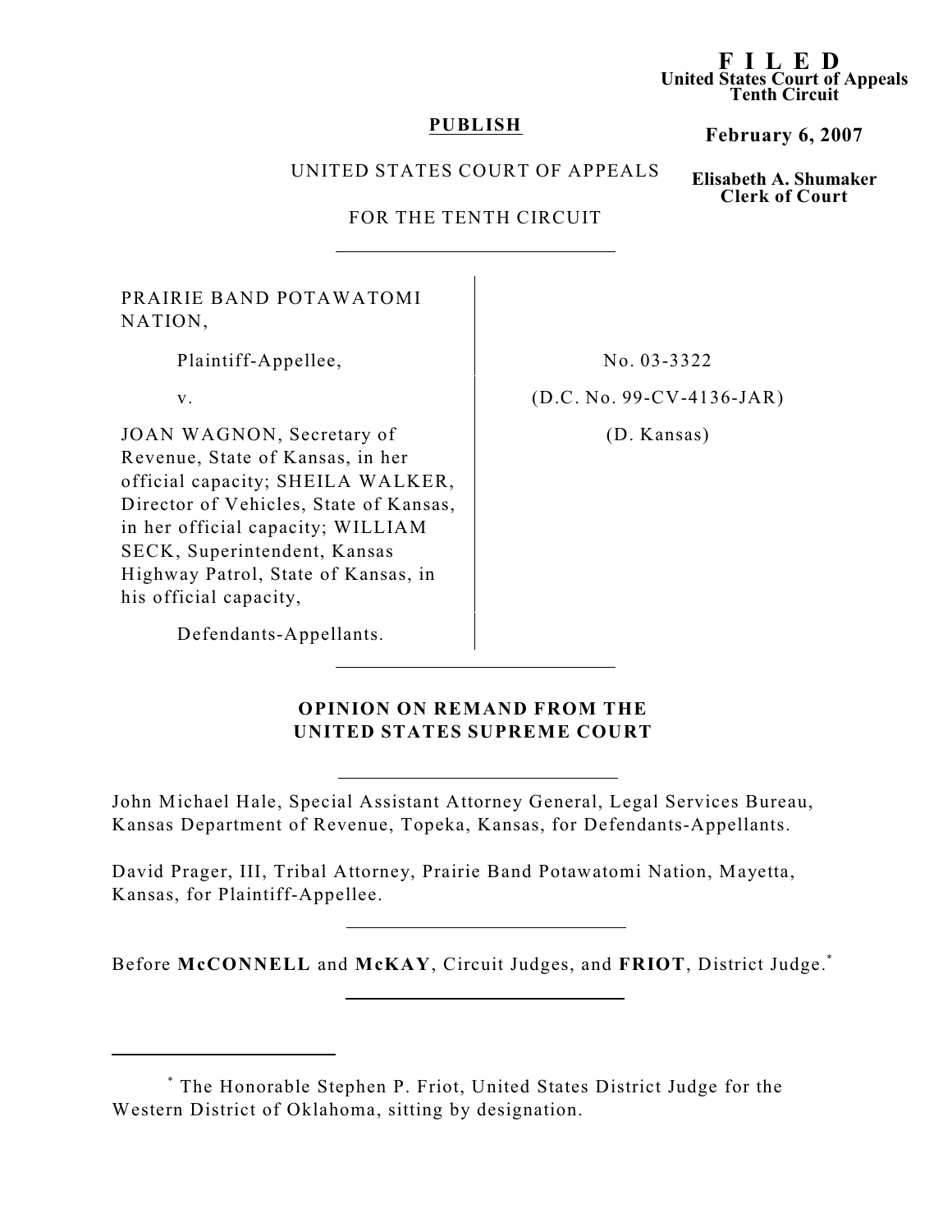**F I L E D**
**United States Court of Appeals**
**Tenth Circuit**

**February 6, 2007**

**Elisabeth A. Shumaker**
**Clerk of Court**

**PUBLISH**

UNITED STATES COURT OF APPEALS

FOR THE TENTH CIRCUIT

---

PRAIRIE BAND POTAWATOMI NATION,

Plaintiff-Appellee,

v.

JOAN WAGNON, Secretary of Revenue, State of Kansas, in her official capacity; SHEILA WALKER, Director of Vehicles, State of Kansas, in her official capacity; WILLIAM SECK, Superintendent, Kansas Highway Patrol, State of Kansas, in his official capacity,

Defendants-Appellants.

No. 03-3322

(D.C. No. 99-CV-4136-JAR)

(D. Kansas)

---

**OPINION ON REMAND FROM THE UNITED STATES SUPREME COURT**

---

John Michael Hale, Special Assistant Attorney General, Legal Services Bureau, Kansas Department of Revenue, Topeka, Kansas, for Defendants-Appellants.

David Prager, III, Tribal Attorney, Prairie Band Potawatomi Nation, Mayetta, Kansas, for Plaintiff-Appellee.

---

Before **McCONNELL** and **McKAY**, Circuit Judges, and **FRIOT**, District Judge.[*]

---

[*] The Honorable Stephen P. Friot, United States District Judge for the Western District of Oklahoma, sitting by designation.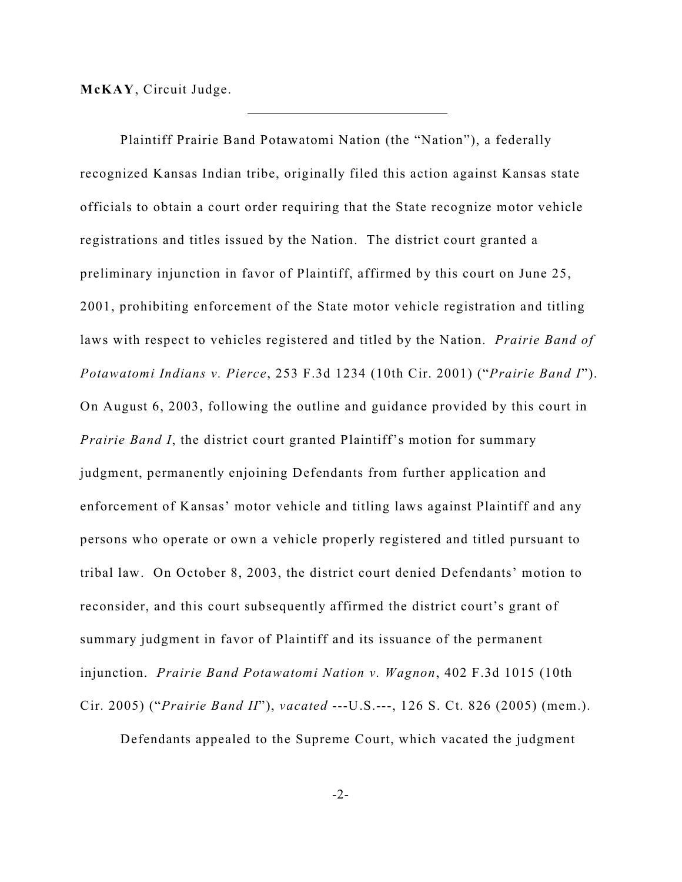**McKAY**, Circuit Judge.

---

Plaintiff Prairie Band Potawatomi Nation (the "Nation"), a federally recognized Kansas Indian tribe, originally filed this action against Kansas state officials to obtain a court order requiring that the State recognize motor vehicle registrations and titles issued by the Nation. The district court granted a preliminary injunction in favor of Plaintiff, affirmed by this court on June 25, 2001, prohibiting enforcement of the State motor vehicle registration and titling laws with respect to vehicles registered and titled by the Nation. *Prairie Band of Potawatomi Indians v. Pierce*, 253 F.3d 1234 (10th Cir. 2001) ("*Prairie Band I*"). On August 6, 2003, following the outline and guidance provided by this court in *Prairie Band I*, the district court granted Plaintiff's motion for summary judgment, permanently enjoining Defendants from further application and enforcement of Kansas' motor vehicle and titling laws against Plaintiff and any persons who operate or own a vehicle properly registered and titled pursuant to tribal law. On October 8, 2003, the district court denied Defendants' motion to reconsider, and this court subsequently affirmed the district court's grant of summary judgment in favor of Plaintiff and its issuance of the permanent injunction. *Prairie Band Potawatomi Nation v. Wagnon*, 402 F.3d 1015 (10th Cir. 2005) ("*Prairie Band II*"), *vacated* ---U.S.---, 126 S. Ct. 826 (2005) (mem.).

Defendants appealed to the Supreme Court, which vacated the judgment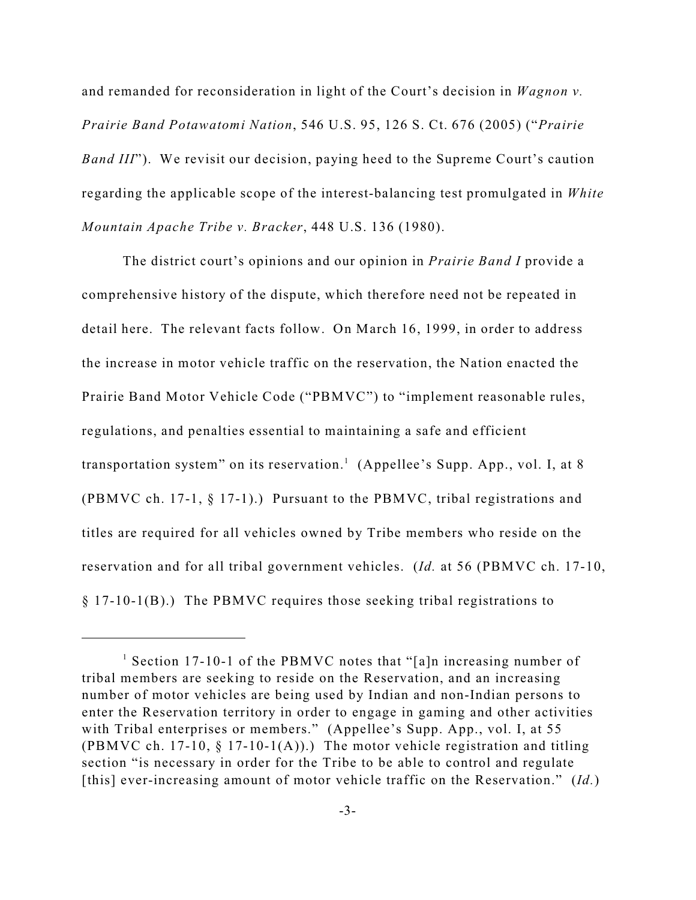and remanded for reconsideration in light of the Court's decision in *Wagnon v. Prairie Band Potawatomi Nation*, 546 U.S. 95, 126 S. Ct. 676 (2005) ("*Prairie Band III*"). We revisit our decision, paying heed to the Supreme Court's caution regarding the applicable scope of the interest-balancing test promulgated in *White Mountain Apache Tribe v. Bracker*, 448 U.S. 136 (1980).

The district court's opinions and our opinion in *Prairie Band I* provide a comprehensive history of the dispute, which therefore need not be repeated in detail here. The relevant facts follow. On March 16, 1999, in order to address the increase in motor vehicle traffic on the reservation, the Nation enacted the Prairie Band Motor Vehicle Code ("PBMVC") to "implement reasonable rules, regulations, and penalties essential to maintaining a safe and efficient transportation system" on its reservation.[1] (Appellee's Supp. App., vol. I, at 8 (PBMVC ch. 17-1, § 17-1).) Pursuant to the PBMVC, tribal registrations and titles are required for all vehicles owned by Tribe members who reside on the reservation and for all tribal government vehicles. (*Id.* at 56 (PBMVC ch. 17-10, § 17-10-1(B).) The PBMVC requires those seeking tribal registrations to

---

[1] Section 17-10-1 of the PBMVC notes that "[a]n increasing number of tribal members are seeking to reside on the Reservation, and an increasing number of motor vehicles are being used by Indian and non-Indian persons to enter the Reservation territory in order to engage in gaming and other activities with Tribal enterprises or members." (Appellee's Supp. App., vol. I, at 55 (PBMVC ch. 17-10, § 17-10-1(A)).) The motor vehicle registration and titling section "is necessary in order for the Tribe to be able to control and regulate [this] ever-increasing amount of motor vehicle traffic on the Reservation." (*Id.*)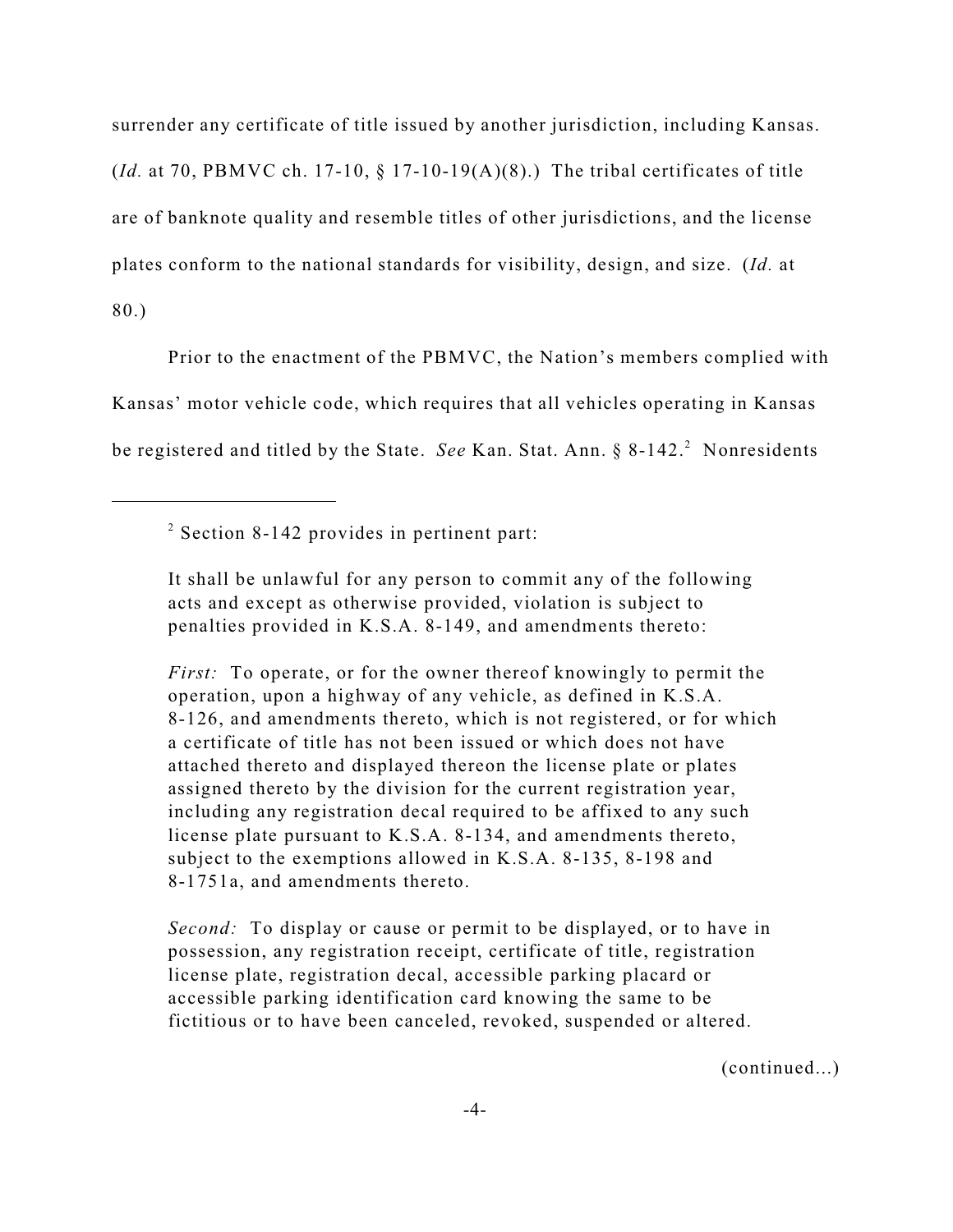surrender any certificate of title issued by another jurisdiction, including Kansas. (*Id.* at 70, PBMVC ch. 17-10, § 17-10-19(A)(8).) The tribal certificates of title are of banknote quality and resemble titles of other jurisdictions, and the license plates conform to the national standards for visibility, design, and size. (*Id.* at 80.)

Prior to the enactment of the PBMVC, the Nation's members complied with Kansas' motor vehicle code, which requires that all vehicles operating in Kansas be registered and titled by the State. *See* Kan. Stat. Ann. § 8-142.[2] Nonresidents

---

[2] Section 8-142 provides in pertinent part:

> It shall be unlawful for any person to commit any of the following acts and except as otherwise provided, violation is subject to penalties provided in K.S.A. 8-149, and amendments thereto:
>
> *First:* To operate, or for the owner thereof knowingly to permit the operation, upon a highway of any vehicle, as defined in K.S.A. 8-126, and amendments thereto, which is not registered, or for which a certificate of title has not been issued or which does not have attached thereto and displayed thereon the license plate or plates assigned thereto by the division for the current registration year, including any registration decal required to be affixed to any such license plate pursuant to K.S.A. 8-134, and amendments thereto, subject to the exemptions allowed in K.S.A. 8-135, 8-198 and 8-1751a, and amendments thereto.
>
> *Second:* To display or cause or permit to be displayed, or to have in possession, any registration receipt, certificate of title, registration license plate, registration decal, accessible parking placard or accessible parking identification card knowing the same to be fictitious or to have been canceled, revoked, suspended or altered.

(continued...)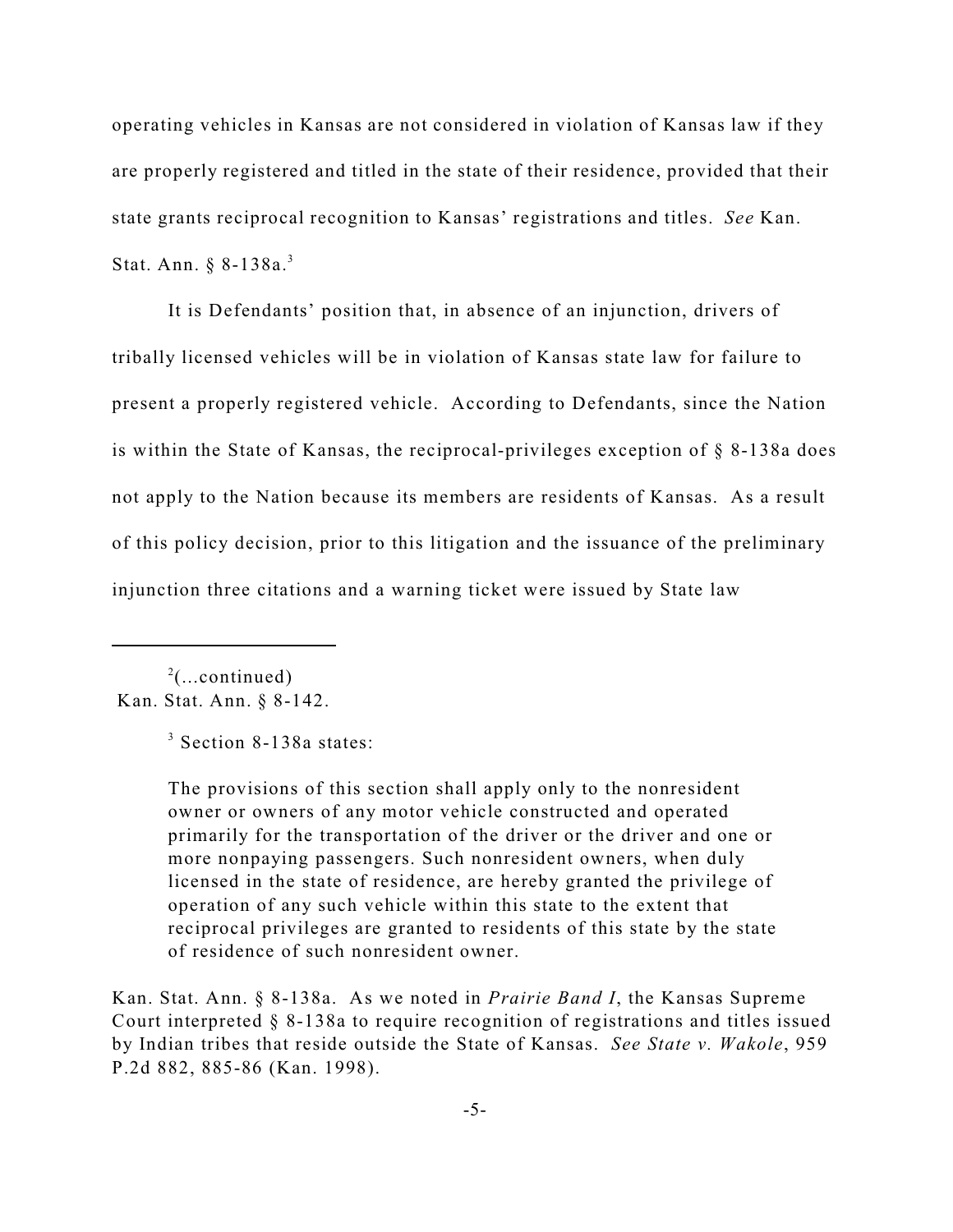operating vehicles in Kansas are not considered in violation of Kansas law if they are properly registered and titled in the state of their residence, provided that their state grants reciprocal recognition to Kansas' registrations and titles. *See* Kan. Stat. Ann. § 8-138a.[3]

It is Defendants' position that, in absence of an injunction, drivers of tribally licensed vehicles will be in violation of Kansas state law for failure to present a properly registered vehicle. According to Defendants, since the Nation is within the State of Kansas, the reciprocal-privileges exception of § 8-138a does not apply to the Nation because its members are residents of Kansas. As a result of this policy decision, prior to this litigation and the issuance of the preliminary injunction three citations and a warning ticket were issued by State law

---

[2](...continued)
Kan. Stat. Ann. § 8-142.

[3] Section 8-138a states:

> The provisions of this section shall apply only to the nonresident owner or owners of any motor vehicle constructed and operated primarily for the transportation of the driver or the driver and one or more nonpaying passengers. Such nonresident owners, when duly licensed in the state of residence, are hereby granted the privilege of operation of any such vehicle within this state to the extent that reciprocal privileges are granted to residents of this state by the state of residence of such nonresident owner.

Kan. Stat. Ann. § 8-138a. As we noted in *Prairie Band I*, the Kansas Supreme Court interpreted § 8-138a to require recognition of registrations and titles issued by Indian tribes that reside outside the State of Kansas. *See State v. Wakole*, 959 P.2d 882, 885-86 (Kan. 1998).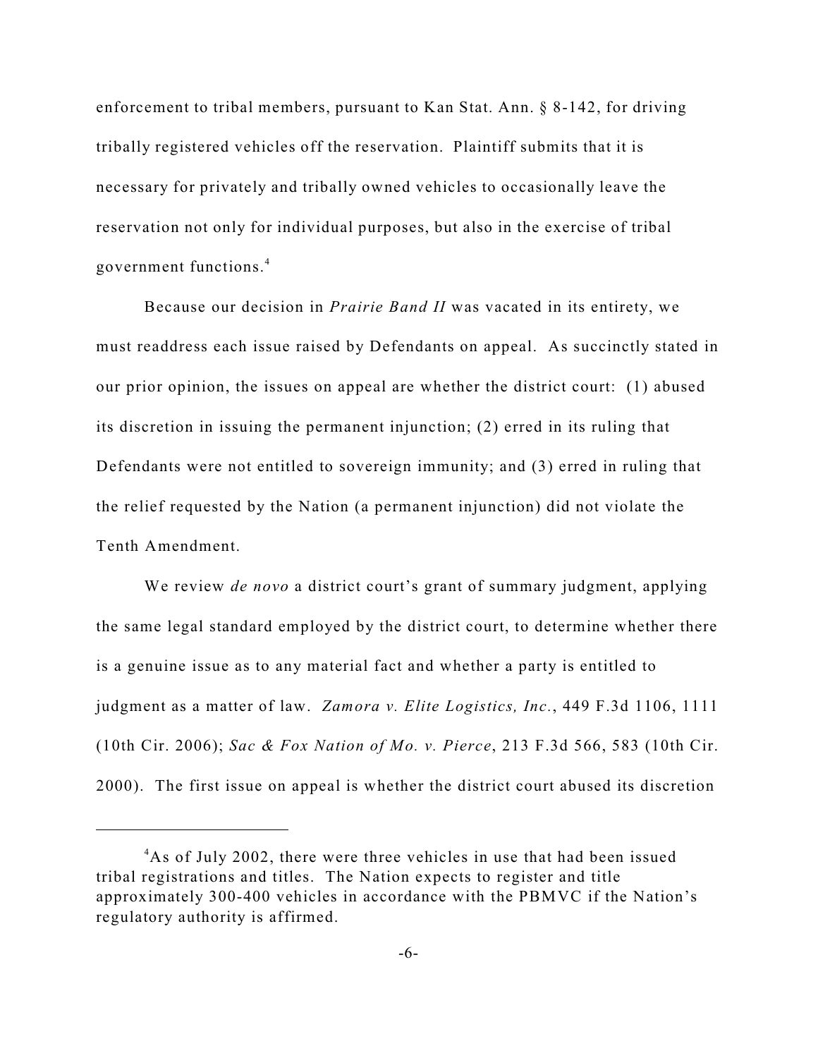enforcement to tribal members, pursuant to Kan Stat. Ann. § 8-142, for driving tribally registered vehicles off the reservation. Plaintiff submits that it is necessary for privately and tribally owned vehicles to occasionally leave the reservation not only for individual purposes, but also in the exercise of tribal government functions.[4]

Because our decision in *Prairie Band II* was vacated in its entirety, we must readdress each issue raised by Defendants on appeal. As succinctly stated in our prior opinion, the issues on appeal are whether the district court: (1) abused its discretion in issuing the permanent injunction; (2) erred in its ruling that Defendants were not entitled to sovereign immunity; and (3) erred in ruling that the relief requested by the Nation (a permanent injunction) did not violate the Tenth Amendment.

We review *de novo* a district court's grant of summary judgment, applying the same legal standard employed by the district court, to determine whether there is a genuine issue as to any material fact and whether a party is entitled to judgment as a matter of law. *Zamora v. Elite Logistics, Inc.*, 449 F.3d 1106, 1111 (10th Cir. 2006); *Sac & Fox Nation of Mo. v. Pierce*, 213 F.3d 566, 583 (10th Cir. 2000). The first issue on appeal is whether the district court abused its discretion

---

[4]As of July 2002, there were three vehicles in use that had been issued tribal registrations and titles. The Nation expects to register and title approximately 300-400 vehicles in accordance with the PBMVC if the Nation's regulatory authority is affirmed.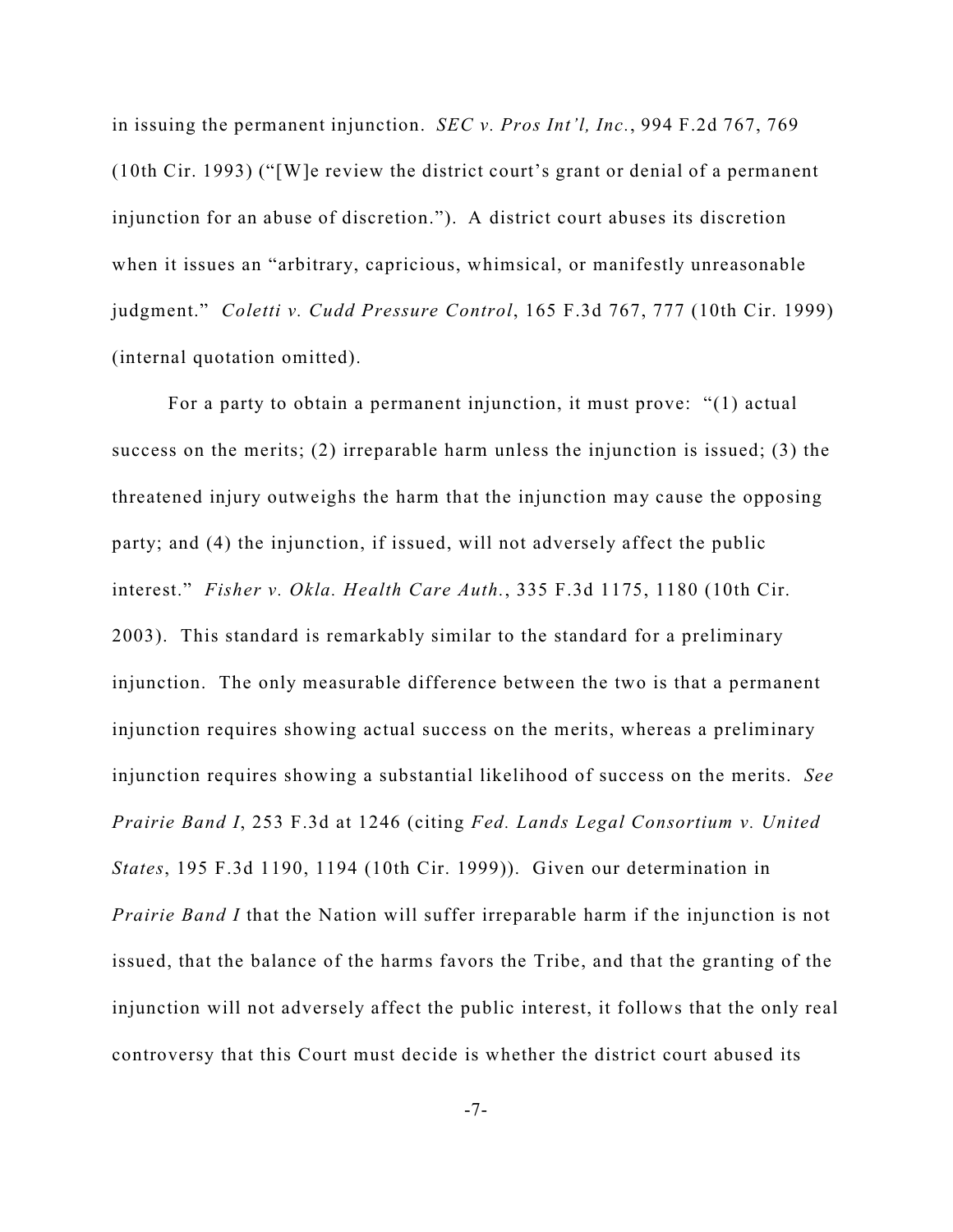in issuing the permanent injunction. *SEC v. Pros Int'l, Inc.*, 994 F.2d 767, 769 (10th Cir. 1993) ("[W]e review the district court's grant or denial of a permanent injunction for an abuse of discretion."). A district court abuses its discretion when it issues an "arbitrary, capricious, whimsical, or manifestly unreasonable judgment." *Coletti v. Cudd Pressure Control*, 165 F.3d 767, 777 (10th Cir. 1999) (internal quotation omitted).

For a party to obtain a permanent injunction, it must prove: "(1) actual success on the merits; (2) irreparable harm unless the injunction is issued; (3) the threatened injury outweighs the harm that the injunction may cause the opposing party; and (4) the injunction, if issued, will not adversely affect the public interest." *Fisher v. Okla. Health Care Auth.*, 335 F.3d 1175, 1180 (10th Cir. 2003). This standard is remarkably similar to the standard for a preliminary injunction. The only measurable difference between the two is that a permanent injunction requires showing actual success on the merits, whereas a preliminary injunction requires showing a substantial likelihood of success on the merits. *See Prairie Band I*, 253 F.3d at 1246 (citing *Fed. Lands Legal Consortium v. United States*, 195 F.3d 1190, 1194 (10th Cir. 1999)). Given our determination in *Prairie Band I* that the Nation will suffer irreparable harm if the injunction is not issued, that the balance of the harms favors the Tribe, and that the granting of the injunction will not adversely affect the public interest, it follows that the only real controversy that this Court must decide is whether the district court abused its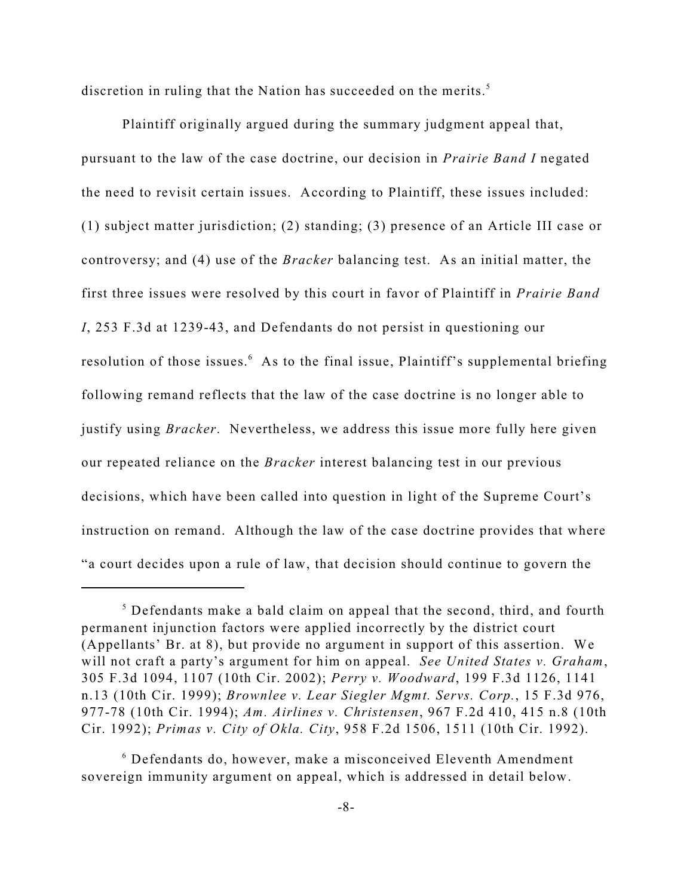discretion in ruling that the Nation has succeeded on the merits.[5]

Plaintiff originally argued during the summary judgment appeal that, pursuant to the law of the case doctrine, our decision in *Prairie Band I* negated the need to revisit certain issues. According to Plaintiff, these issues included: (1) subject matter jurisdiction; (2) standing; (3) presence of an Article III case or controversy; and (4) use of the *Bracker* balancing test. As an initial matter, the first three issues were resolved by this court in favor of Plaintiff in *Prairie Band I*, 253 F.3d at 1239-43, and Defendants do not persist in questioning our resolution of those issues.[6] As to the final issue, Plaintiff's supplemental briefing following remand reflects that the law of the case doctrine is no longer able to justify using *Bracker*. Nevertheless, we address this issue more fully here given our repeated reliance on the *Bracker* interest balancing test in our previous decisions, which have been called into question in light of the Supreme Court's instruction on remand. Although the law of the case doctrine provides that where "a court decides upon a rule of law, that decision should continue to govern the

---

[5] Defendants make a bald claim on appeal that the second, third, and fourth permanent injunction factors were applied incorrectly by the district court (Appellants' Br. at 8), but provide no argument in support of this assertion. We will not craft a party's argument for him on appeal. *See United States v. Graham*, 305 F.3d 1094, 1107 (10th Cir. 2002); *Perry v. Woodward*, 199 F.3d 1126, 1141 n.13 (10th Cir. 1999); *Brownlee v. Lear Siegler Mgmt. Servs. Corp.*, 15 F.3d 976, 977-78 (10th Cir. 1994); *Am. Airlines v. Christensen*, 967 F.2d 410, 415 n.8 (10th Cir. 1992); *Primas v. City of Okla. City*, 958 F.2d 1506, 1511 (10th Cir. 1992).

[6] Defendants do, however, make a misconceived Eleventh Amendment sovereign immunity argument on appeal, which is addressed in detail below.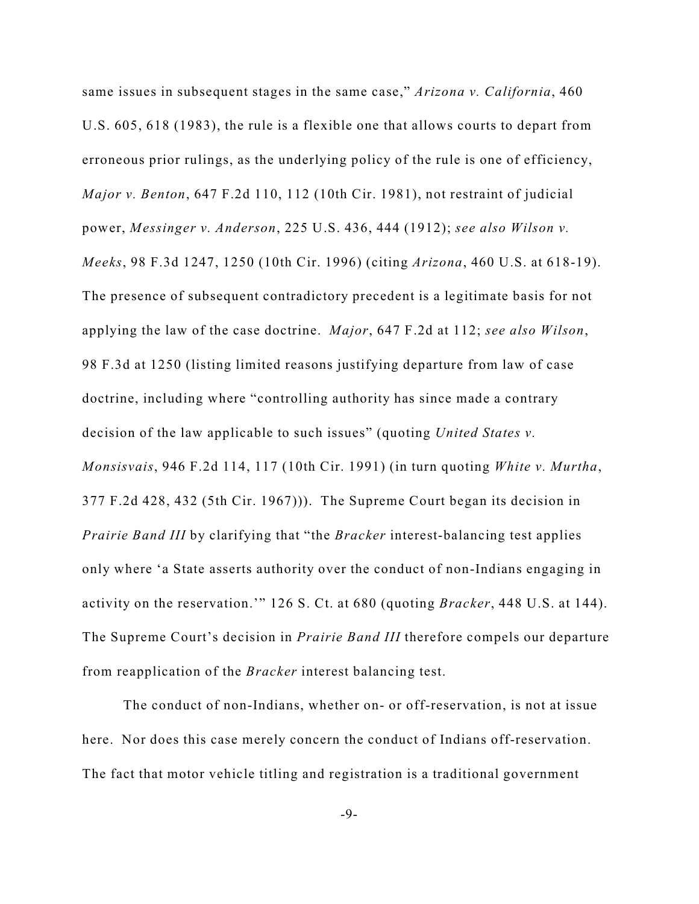same issues in subsequent stages in the same case," *Arizona v. California*, 460 U.S. 605, 618 (1983), the rule is a flexible one that allows courts to depart from erroneous prior rulings, as the underlying policy of the rule is one of efficiency, *Major v. Benton*, 647 F.2d 110, 112 (10th Cir. 1981), not restraint of judicial power, *Messinger v. Anderson*, 225 U.S. 436, 444 (1912); *see also Wilson v. Meeks*, 98 F.3d 1247, 1250 (10th Cir. 1996) (citing *Arizona*, 460 U.S. at 618-19). The presence of subsequent contradictory precedent is a legitimate basis for not applying the law of the case doctrine. *Major*, 647 F.2d at 112; *see also Wilson*, 98 F.3d at 1250 (listing limited reasons justifying departure from law of case doctrine, including where "controlling authority has since made a contrary decision of the law applicable to such issues" (quoting *United States v. Monsisvais*, 946 F.2d 114, 117 (10th Cir. 1991) (in turn quoting *White v. Murtha*, 377 F.2d 428, 432 (5th Cir. 1967))). The Supreme Court began its decision in *Prairie Band III* by clarifying that "the *Bracker* interest-balancing test applies only where 'a State asserts authority over the conduct of non-Indians engaging in activity on the reservation.'" 126 S. Ct. at 680 (quoting *Bracker*, 448 U.S. at 144). The Supreme Court's decision in *Prairie Band III* therefore compels our departure from reapplication of the *Bracker* interest balancing test.

The conduct of non-Indians, whether on- or off-reservation, is not at issue here. Nor does this case merely concern the conduct of Indians off-reservation. The fact that motor vehicle titling and registration is a traditional government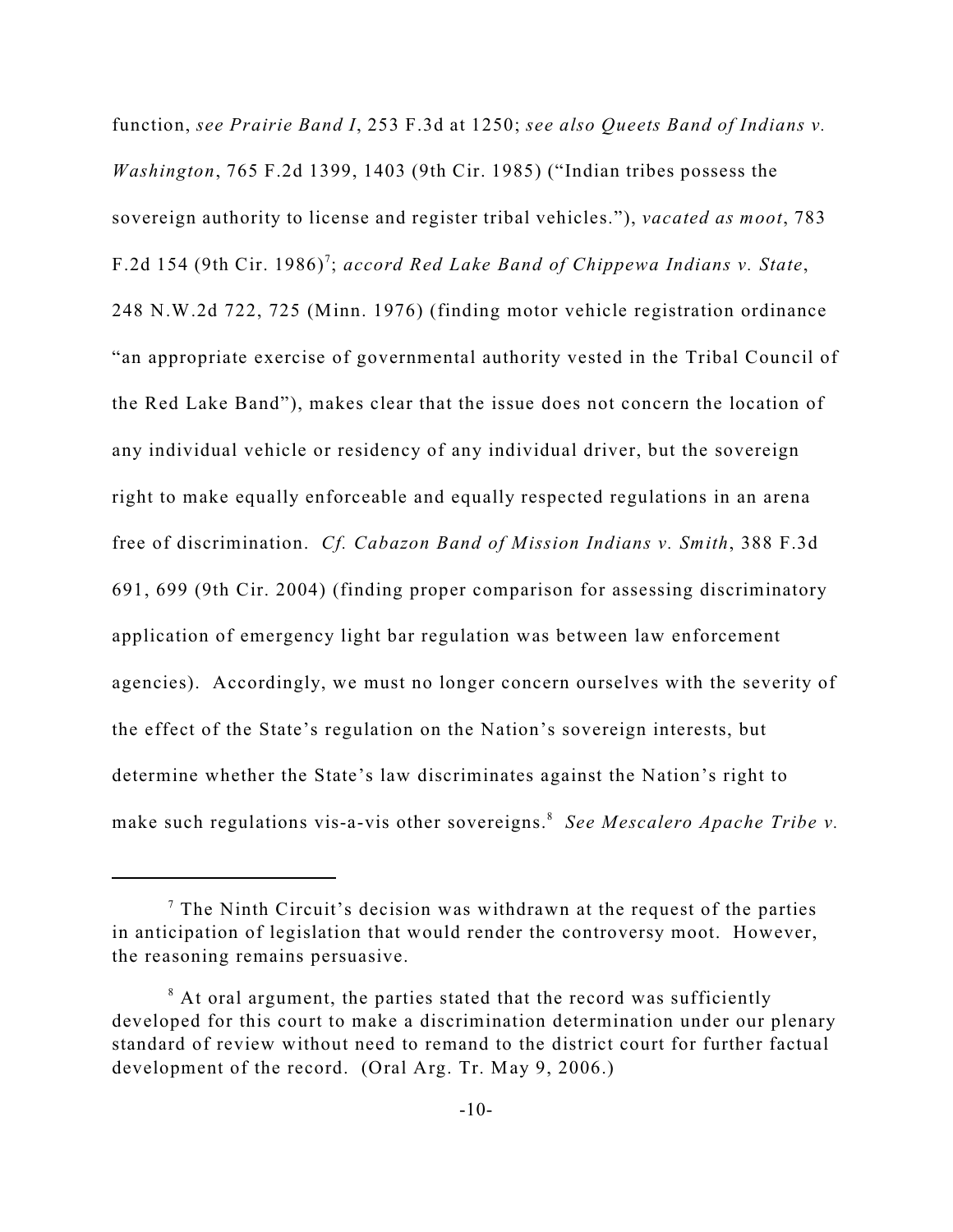function, *see Prairie Band I*, 253 F.3d at 1250; *see also Queets Band of Indians v. Washington*, 765 F.2d 1399, 1403 (9th Cir. 1985) ("Indian tribes possess the sovereign authority to license and register tribal vehicles."), *vacated as moot*, 783 F.2d 154 (9th Cir. 1986)[7]; *accord Red Lake Band of Chippewa Indians v. State*, 248 N.W.2d 722, 725 (Minn. 1976) (finding motor vehicle registration ordinance "an appropriate exercise of governmental authority vested in the Tribal Council of the Red Lake Band"), makes clear that the issue does not concern the location of any individual vehicle or residency of any individual driver, but the sovereign right to make equally enforceable and equally respected regulations in an arena free of discrimination. *Cf. Cabazon Band of Mission Indians v. Smith*, 388 F.3d 691, 699 (9th Cir. 2004) (finding proper comparison for assessing discriminatory application of emergency light bar regulation was between law enforcement agencies). Accordingly, we must no longer concern ourselves with the severity of the effect of the State's regulation on the Nation's sovereign interests, but determine whether the State's law discriminates against the Nation's right to make such regulations vis-a-vis other sovereigns.[8] *See Mescalero Apache Tribe v.*

---

[7] The Ninth Circuit's decision was withdrawn at the request of the parties in anticipation of legislation that would render the controversy moot. However, the reasoning remains persuasive.

[8] At oral argument, the parties stated that the record was sufficiently developed for this court to make a discrimination determination under our plenary standard of review without need to remand to the district court for further factual development of the record. (Oral Arg. Tr. May 9, 2006.)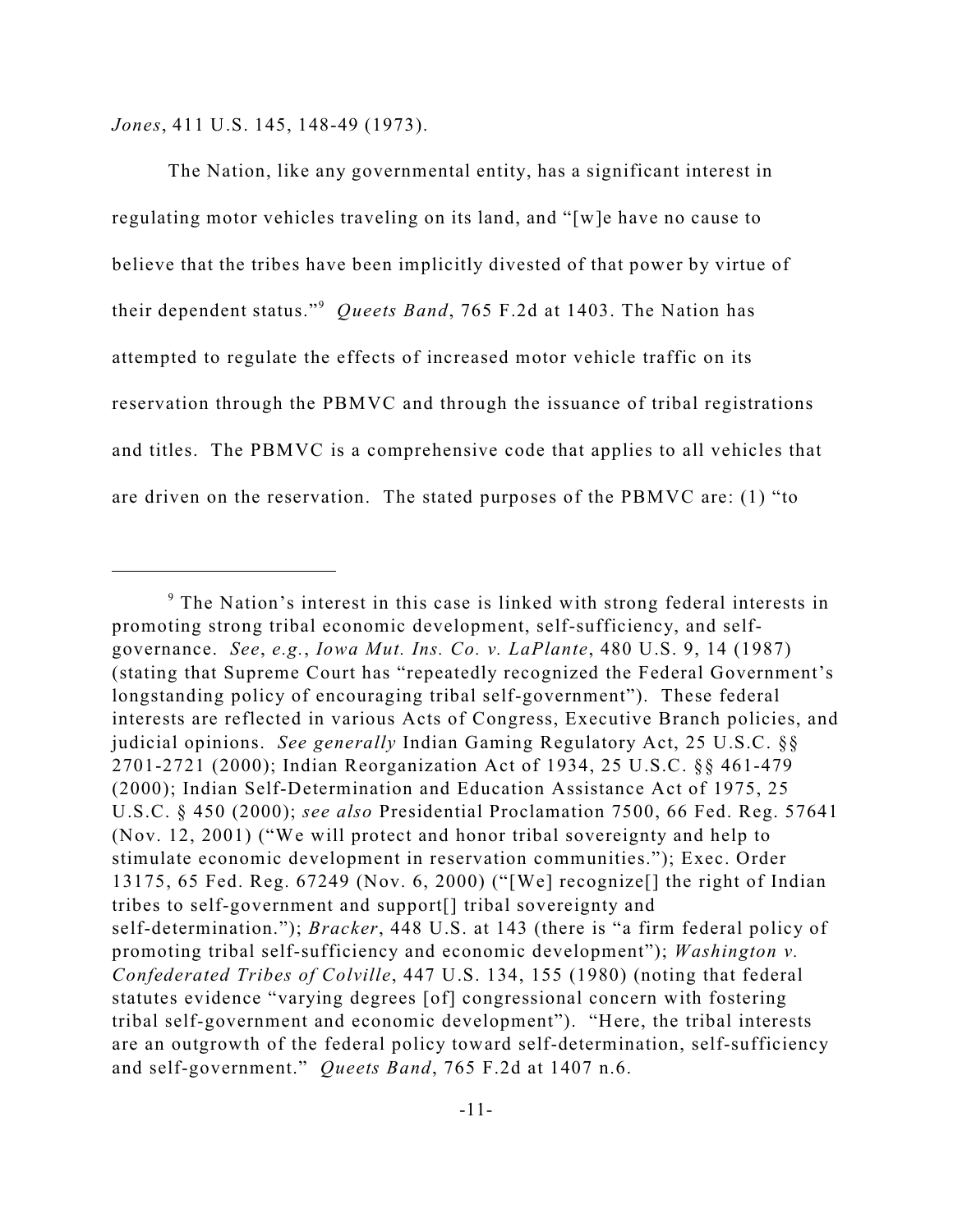*Jones*, 411 U.S. 145, 148-49 (1973).

The Nation, like any governmental entity, has a significant interest in regulating motor vehicles traveling on its land, and "[w]e have no cause to believe that the tribes have been implicitly divested of that power by virtue of their dependent status."[9] *Queets Band*, 765 F.2d at 1403. The Nation has attempted to regulate the effects of increased motor vehicle traffic on its reservation through the PBMVC and through the issuance of tribal registrations and titles. The PBMVC is a comprehensive code that applies to all vehicles that are driven on the reservation. The stated purposes of the PBMVC are: (1) "to

---

[9] The Nation's interest in this case is linked with strong federal interests in promoting strong tribal economic development, self-sufficiency, and self-governance. *See*, *e.g.*, *Iowa Mut. Ins. Co. v. LaPlante*, 480 U.S. 9, 14 (1987) (stating that Supreme Court has "repeatedly recognized the Federal Government's longstanding policy of encouraging tribal self-government"). These federal interests are reflected in various Acts of Congress, Executive Branch policies, and judicial opinions. *See generally* Indian Gaming Regulatory Act, 25 U.S.C. §§ 2701-2721 (2000); Indian Reorganization Act of 1934, 25 U.S.C. §§ 461-479 (2000); Indian Self-Determination and Education Assistance Act of 1975, 25 U.S.C. § 450 (2000); *see also* Presidential Proclamation 7500, 66 Fed. Reg. 57641 (Nov. 12, 2001) ("We will protect and honor tribal sovereignty and help to stimulate economic development in reservation communities."); Exec. Order 13175, 65 Fed. Reg. 67249 (Nov. 6, 2000) ("[We] recognize[] the right of Indian tribes to self-government and support[] tribal sovereignty and self-determination."); *Bracker*, 448 U.S. at 143 (there is "a firm federal policy of promoting tribal self-sufficiency and economic development"); *Washington v. Confederated Tribes of Colville*, 447 U.S. 134, 155 (1980) (noting that federal statutes evidence "varying degrees [of] congressional concern with fostering tribal self-government and economic development"). "Here, the tribal interests are an outgrowth of the federal policy toward self-determination, self-sufficiency and self-government." *Queets Band*, 765 F.2d at 1407 n.6.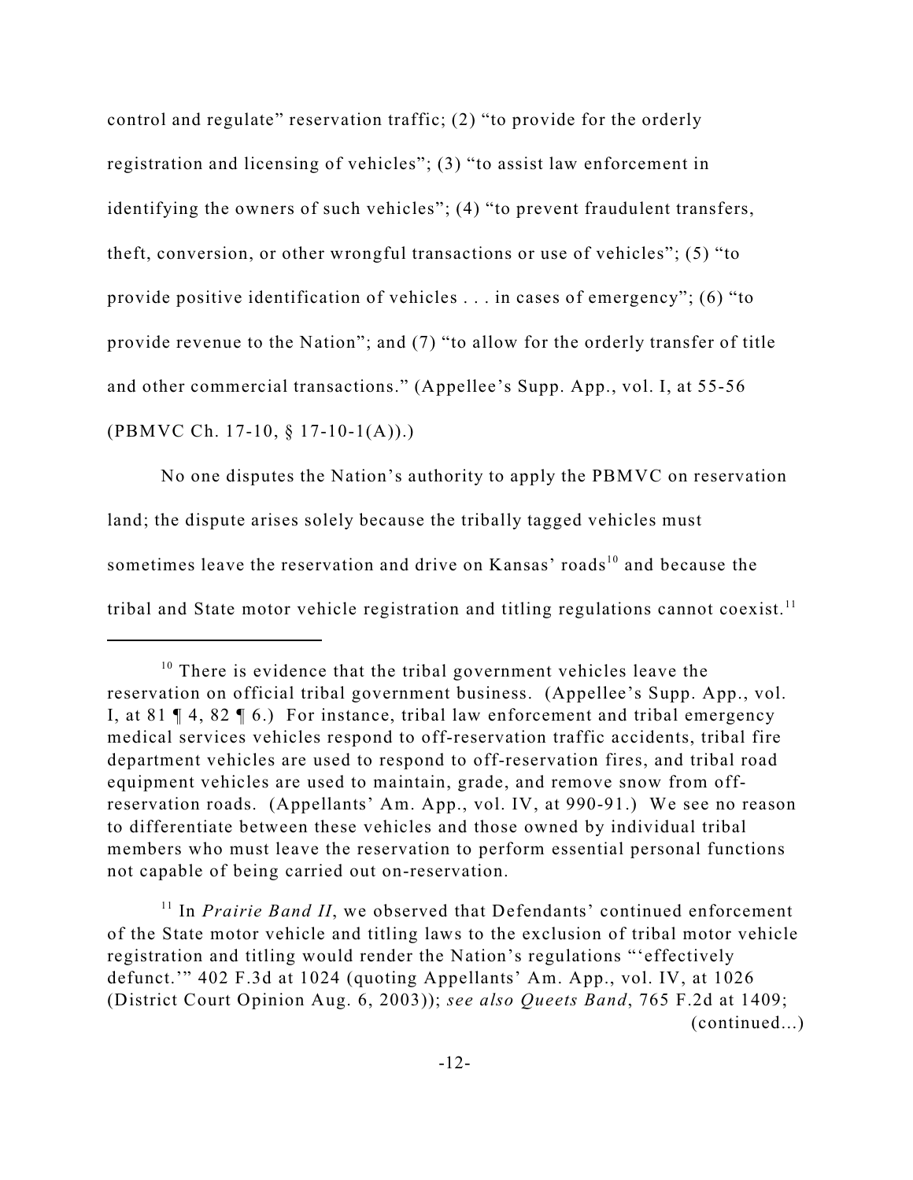control and regulate" reservation traffic; (2) "to provide for the orderly registration and licensing of vehicles"; (3) "to assist law enforcement in identifying the owners of such vehicles"; (4) "to prevent fraudulent transfers, theft, conversion, or other wrongful transactions or use of vehicles"; (5) "to provide positive identification of vehicles . . . in cases of emergency"; (6) "to provide revenue to the Nation"; and (7) "to allow for the orderly transfer of title and other commercial transactions." (Appellee's Supp. App., vol. I, at 55-56 (PBMVC Ch. 17-10, § 17-10-1(A)).)

No one disputes the Nation's authority to apply the PBMVC on reservation land; the dispute arises solely because the tribally tagged vehicles must sometimes leave the reservation and drive on Kansas' roads[10] and because the tribal and State motor vehicle registration and titling regulations cannot coexist.[11]

---

[10] There is evidence that the tribal government vehicles leave the reservation on official tribal government business. (Appellee's Supp. App., vol. I, at 81 ¶ 4, 82 ¶ 6.) For instance, tribal law enforcement and tribal emergency medical services vehicles respond to off-reservation traffic accidents, tribal fire department vehicles are used to respond to off-reservation fires, and tribal road equipment vehicles are used to maintain, grade, and remove snow from off-reservation roads. (Appellants' Am. App., vol. IV, at 990-91.) We see no reason to differentiate between these vehicles and those owned by individual tribal members who must leave the reservation to perform essential personal functions not capable of being carried out on-reservation.

[11] In *Prairie Band II*, we observed that Defendants' continued enforcement of the State motor vehicle and titling laws to the exclusion of tribal motor vehicle registration and titling would render the Nation's regulations "'effectively defunct.'" 402 F.3d at 1024 (quoting Appellants' Am. App., vol. IV, at 1026 (District Court Opinion Aug. 6, 2003)); *see also Queets Band*, 765 F.2d at 1409; (continued...)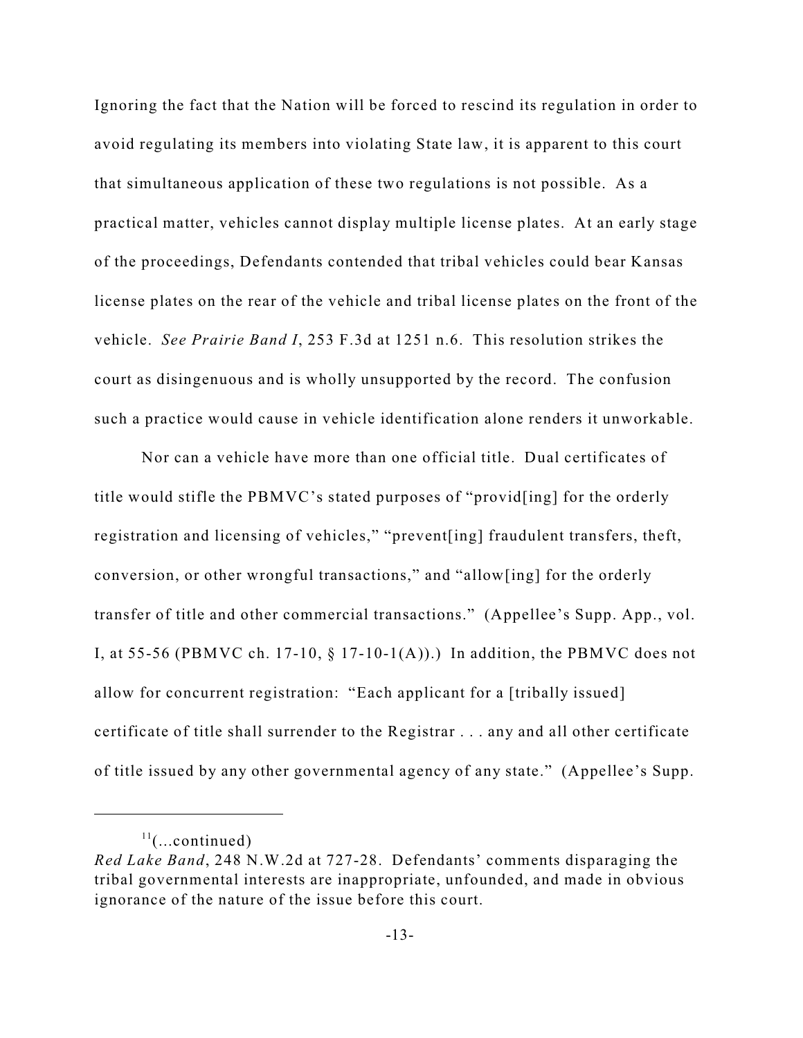Ignoring the fact that the Nation will be forced to rescind its regulation in order to avoid regulating its members into violating State law, it is apparent to this court that simultaneous application of these two regulations is not possible. As a practical matter, vehicles cannot display multiple license plates. At an early stage of the proceedings, Defendants contended that tribal vehicles could bear Kansas license plates on the rear of the vehicle and tribal license plates on the front of the vehicle. *See Prairie Band I*, 253 F.3d at 1251 n.6. This resolution strikes the court as disingenuous and is wholly unsupported by the record. The confusion such a practice would cause in vehicle identification alone renders it unworkable.

Nor can a vehicle have more than one official title. Dual certificates of title would stifle the PBMVC's stated purposes of "provid[ing] for the orderly registration and licensing of vehicles," "prevent[ing] fraudulent transfers, theft, conversion, or other wrongful transactions," and "allow[ing] for the orderly transfer of title and other commercial transactions." (Appellee's Supp. App., vol. I, at 55-56 (PBMVC ch. 17-10, § 17-10-1(A)).) In addition, the PBMVC does not allow for concurrent registration: "Each applicant for a [tribally issued] certificate of title shall surrender to the Registrar . . . any and all other certificate of title issued by any other governmental agency of any state." (Appellee's Supp.

---

[11](...continued)
*Red Lake Band*, 248 N.W.2d at 727-28. Defendants' comments disparaging the tribal governmental interests are inappropriate, unfounded, and made in obvious ignorance of the nature of the issue before this court.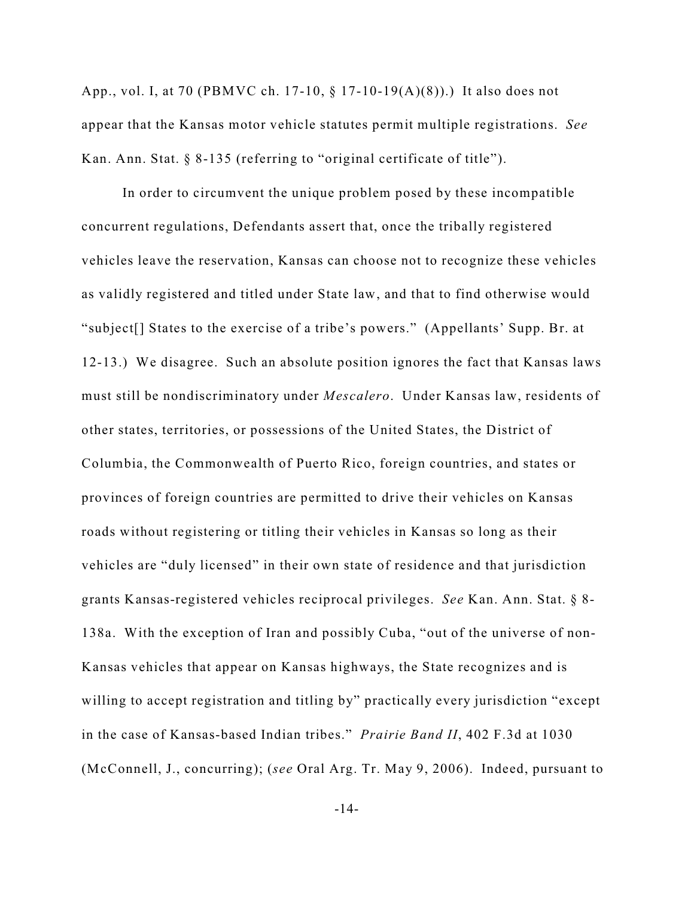App., vol. I, at 70 (PBMVC ch. 17-10, § 17-10-19(A)(8)).) It also does not appear that the Kansas motor vehicle statutes permit multiple registrations. *See* Kan. Ann. Stat. § 8-135 (referring to "original certificate of title").

In order to circumvent the unique problem posed by these incompatible concurrent regulations, Defendants assert that, once the tribally registered vehicles leave the reservation, Kansas can choose not to recognize these vehicles as validly registered and titled under State law, and that to find otherwise would "subject[] States to the exercise of a tribe's powers." (Appellants' Supp. Br. at 12-13.) We disagree. Such an absolute position ignores the fact that Kansas laws must still be nondiscriminatory under *Mescalero*. Under Kansas law, residents of other states, territories, or possessions of the United States, the District of Columbia, the Commonwealth of Puerto Rico, foreign countries, and states or provinces of foreign countries are permitted to drive their vehicles on Kansas roads without registering or titling their vehicles in Kansas so long as their vehicles are "duly licensed" in their own state of residence and that jurisdiction grants Kansas-registered vehicles reciprocal privileges. *See* Kan. Ann. Stat. § 8-138a. With the exception of Iran and possibly Cuba, "out of the universe of non-Kansas vehicles that appear on Kansas highways, the State recognizes and is willing to accept registration and titling by" practically every jurisdiction "except in the case of Kansas-based Indian tribes." *Prairie Band II*, 402 F.3d at 1030 (McConnell, J., concurring); (*see* Oral Arg. Tr. May 9, 2006). Indeed, pursuant to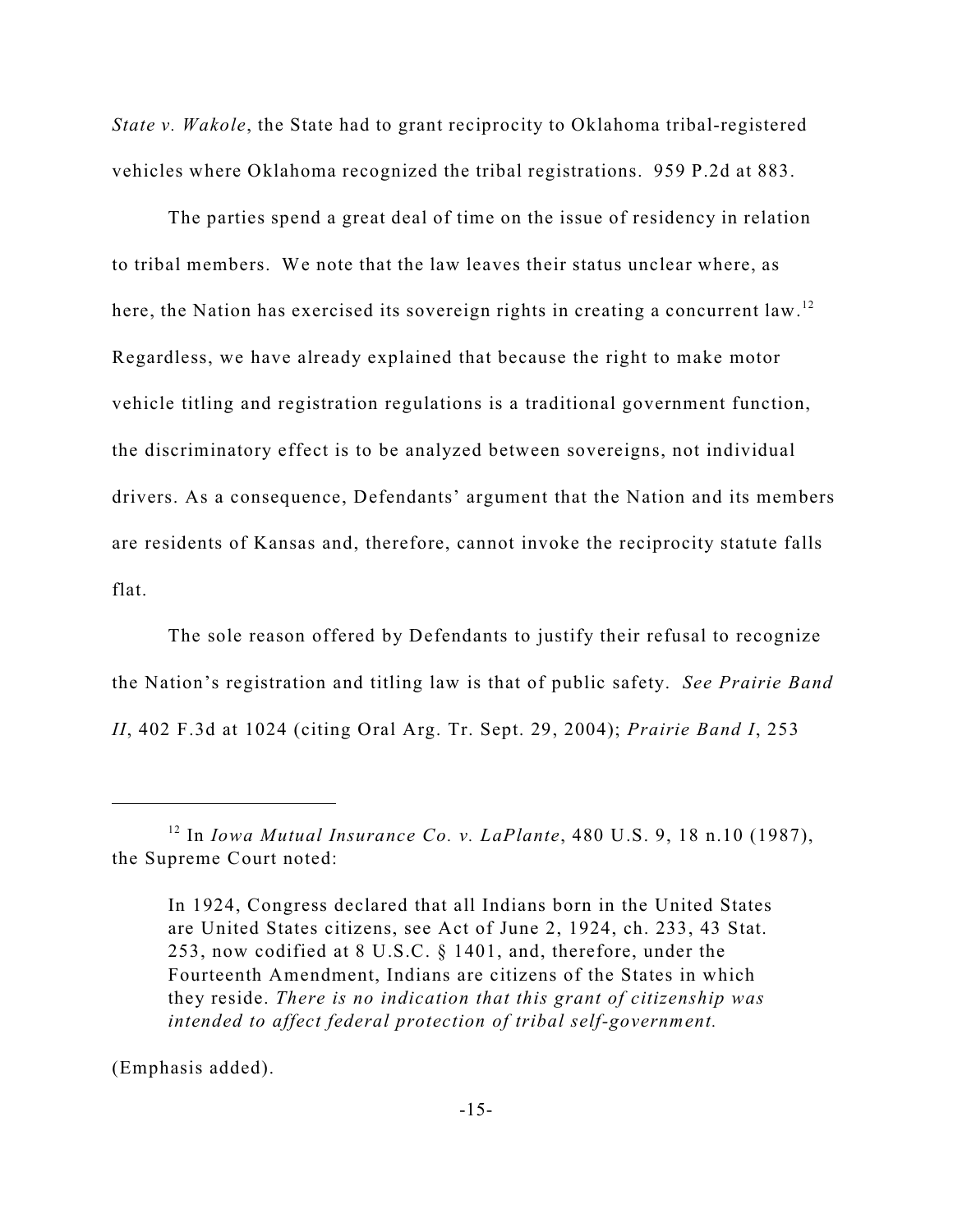*State v. Wakole*, the State had to grant reciprocity to Oklahoma tribal-registered vehicles where Oklahoma recognized the tribal registrations. 959 P.2d at 883.

The parties spend a great deal of time on the issue of residency in relation to tribal members. We note that the law leaves their status unclear where, as here, the Nation has exercised its sovereign rights in creating a concurrent law.[12] Regardless, we have already explained that because the right to make motor vehicle titling and registration regulations is a traditional government function, the discriminatory effect is to be analyzed between sovereigns, not individual drivers. As a consequence, Defendants' argument that the Nation and its members are residents of Kansas and, therefore, cannot invoke the reciprocity statute falls flat.

The sole reason offered by Defendants to justify their refusal to recognize the Nation's registration and titling law is that of public safety. *See Prairie Band II*, 402 F.3d at 1024 (citing Oral Arg. Tr. Sept. 29, 2004); *Prairie Band I*, 253

---

[12] In *Iowa Mutual Insurance Co. v. LaPlante*, 480 U.S. 9, 18 n.10 (1987), the Supreme Court noted:

> In 1924, Congress declared that all Indians born in the United States are United States citizens, see Act of June 2, 1924, ch. 233, 43 Stat. 253, now codified at 8 U.S.C. § 1401, and, therefore, under the Fourteenth Amendment, Indians are citizens of the States in which they reside. *There is no indication that this grant of citizenship was intended to affect federal protection of tribal self-government.*

(Emphasis added).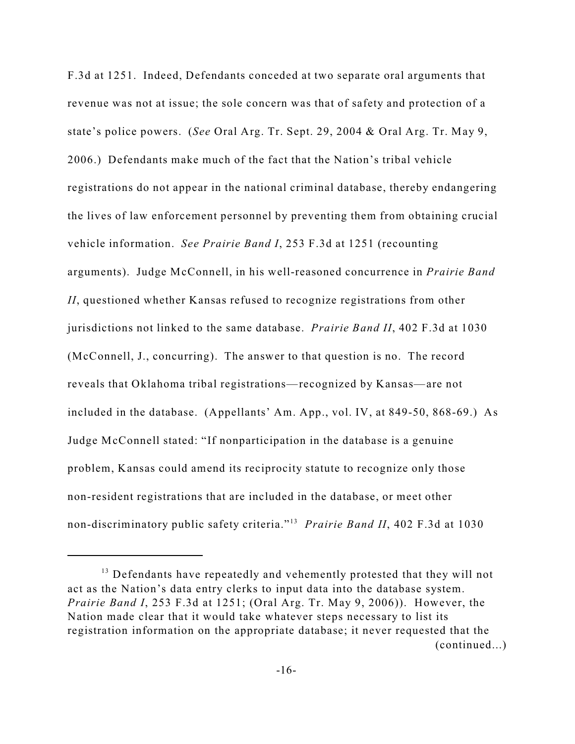F.3d at 1251. Indeed, Defendants conceded at two separate oral arguments that revenue was not at issue; the sole concern was that of safety and protection of a state's police powers. (*See* Oral Arg. Tr. Sept. 29, 2004 & Oral Arg. Tr. May 9, 2006.) Defendants make much of the fact that the Nation's tribal vehicle registrations do not appear in the national criminal database, thereby endangering the lives of law enforcement personnel by preventing them from obtaining crucial vehicle information. *See Prairie Band I*, 253 F.3d at 1251 (recounting arguments). Judge McConnell, in his well-reasoned concurrence in *Prairie Band II*, questioned whether Kansas refused to recognize registrations from other jurisdictions not linked to the same database. *Prairie Band II*, 402 F.3d at 1030 (McConnell, J., concurring). The answer to that question is no. The record reveals that Oklahoma tribal registrations—recognized by Kansas—are not included in the database. (Appellants' Am. App., vol. IV, at 849-50, 868-69.) As Judge McConnell stated: "If nonparticipation in the database is a genuine problem, Kansas could amend its reciprocity statute to recognize only those non-resident registrations that are included in the database, or meet other non-discriminatory public safety criteria."[13] *Prairie Band II*, 402 F.3d at 1030

---

[13] Defendants have repeatedly and vehemently protested that they will not act as the Nation's data entry clerks to input data into the database system. *Prairie Band I*, 253 F.3d at 1251; (Oral Arg. Tr. May 9, 2006)). However, the Nation made clear that it would take whatever steps necessary to list its registration information on the appropriate database; it never requested that the (continued...)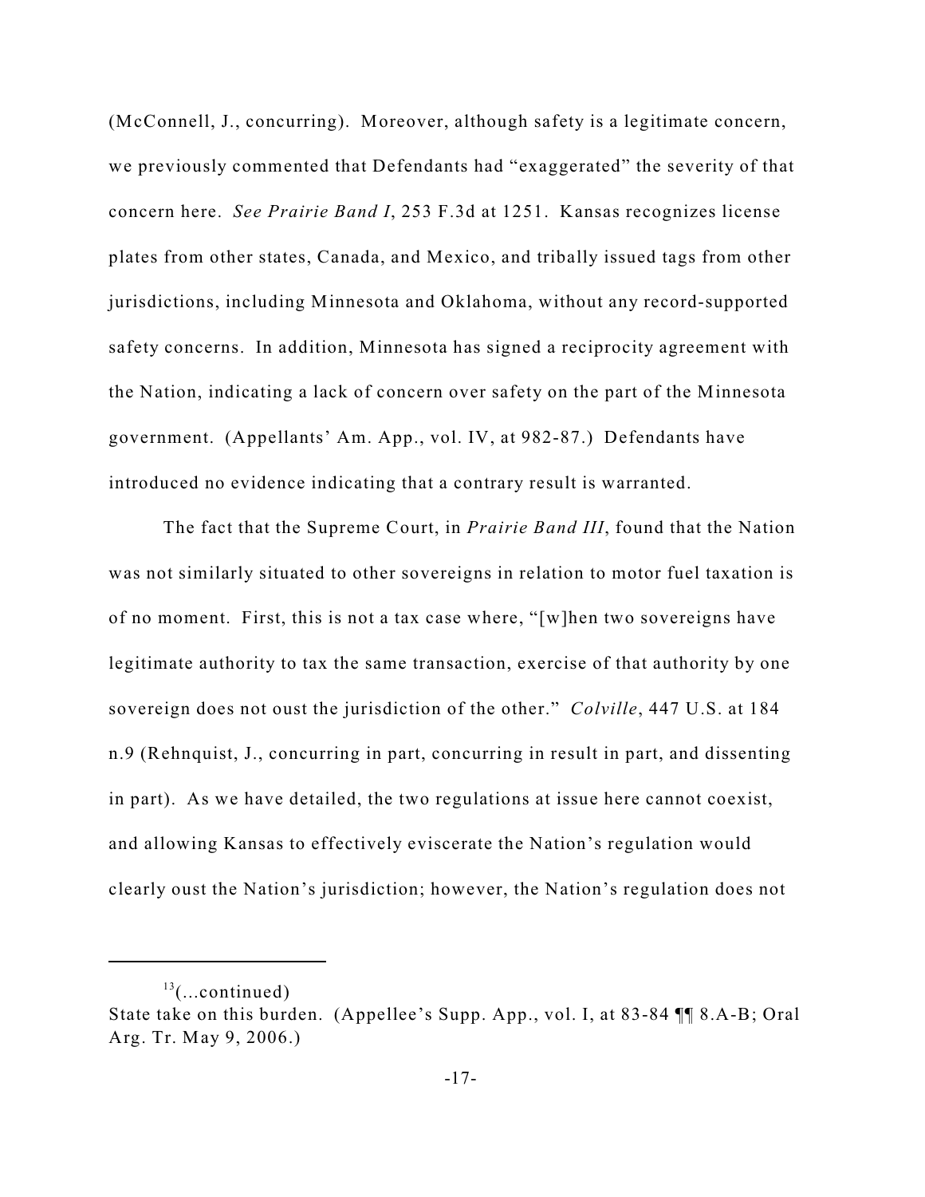(McConnell, J., concurring). Moreover, although safety is a legitimate concern, we previously commented that Defendants had "exaggerated" the severity of that concern here. *See Prairie Band I*, 253 F.3d at 1251. Kansas recognizes license plates from other states, Canada, and Mexico, and tribally issued tags from other jurisdictions, including Minnesota and Oklahoma, without any record-supported safety concerns. In addition, Minnesota has signed a reciprocity agreement with the Nation, indicating a lack of concern over safety on the part of the Minnesota government. (Appellants' Am. App., vol. IV, at 982-87.) Defendants have introduced no evidence indicating that a contrary result is warranted.

The fact that the Supreme Court, in *Prairie Band III*, found that the Nation was not similarly situated to other sovereigns in relation to motor fuel taxation is of no moment. First, this is not a tax case where, "[w]hen two sovereigns have legitimate authority to tax the same transaction, exercise of that authority by one sovereign does not oust the jurisdiction of the other." *Colville*, 447 U.S. at 184 n.9 (Rehnquist, J., concurring in part, concurring in result in part, and dissenting in part). As we have detailed, the two regulations at issue here cannot coexist, and allowing Kansas to effectively eviscerate the Nation's regulation would clearly oust the Nation's jurisdiction; however, the Nation's regulation does not

---

[13](...continued)
State take on this burden. (Appellee's Supp. App., vol. I, at 83-84 ¶¶ 8.A-B; Oral Arg. Tr. May 9, 2006.)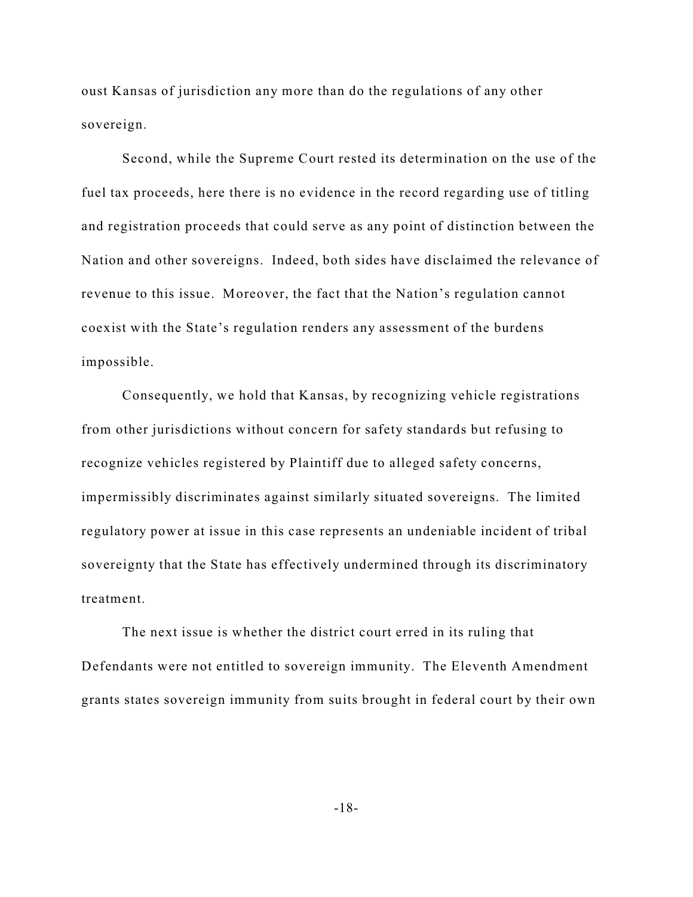oust Kansas of jurisdiction any more than do the regulations of any other sovereign.

Second, while the Supreme Court rested its determination on the use of the fuel tax proceeds, here there is no evidence in the record regarding use of titling and registration proceeds that could serve as any point of distinction between the Nation and other sovereigns. Indeed, both sides have disclaimed the relevance of revenue to this issue. Moreover, the fact that the Nation's regulation cannot coexist with the State's regulation renders any assessment of the burdens impossible.

Consequently, we hold that Kansas, by recognizing vehicle registrations from other jurisdictions without concern for safety standards but refusing to recognize vehicles registered by Plaintiff due to alleged safety concerns, impermissibly discriminates against similarly situated sovereigns. The limited regulatory power at issue in this case represents an undeniable incident of tribal sovereignty that the State has effectively undermined through its discriminatory treatment.

The next issue is whether the district court erred in its ruling that Defendants were not entitled to sovereign immunity. The Eleventh Amendment grants states sovereign immunity from suits brought in federal court by their own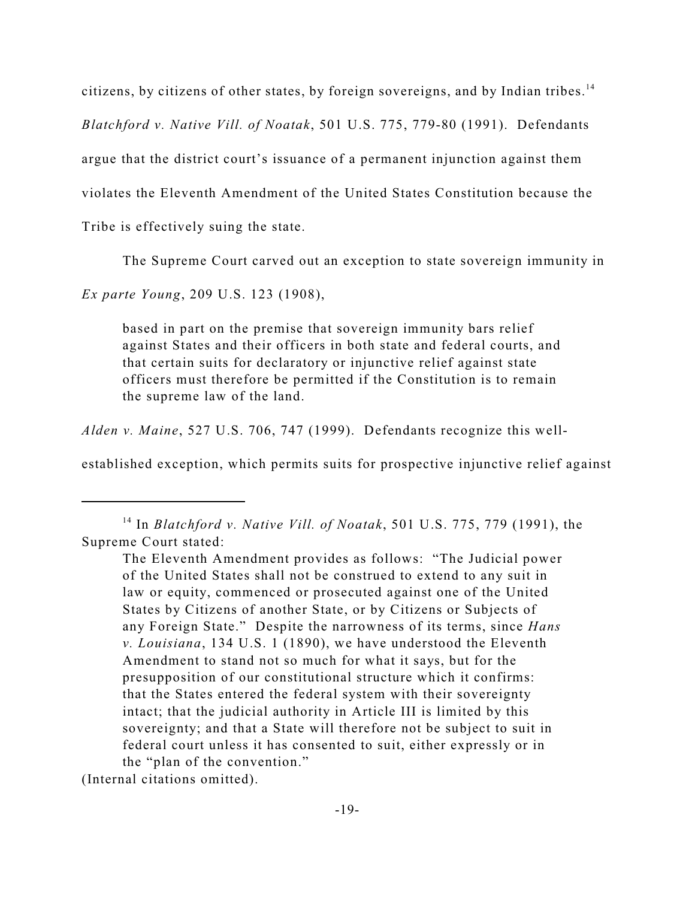citizens, by citizens of other states, by foreign sovereigns, and by Indian tribes.[14] *Blatchford v. Native Vill. of Noatak*, 501 U.S. 775, 779-80 (1991). Defendants argue that the district court's issuance of a permanent injunction against them violates the Eleventh Amendment of the United States Constitution because the Tribe is effectively suing the state.

The Supreme Court carved out an exception to state sovereign immunity in *Ex parte Young*, 209 U.S. 123 (1908),

> based in part on the premise that sovereign immunity bars relief against States and their officers in both state and federal courts, and that certain suits for declaratory or injunctive relief against state officers must therefore be permitted if the Constitution is to remain the supreme law of the land.

*Alden v. Maine*, 527 U.S. 706, 747 (1999). Defendants recognize this well-established exception, which permits suits for prospective injunctive relief against

---

[14] In *Blatchford v. Native Vill. of Noatak*, 501 U.S. 775, 779 (1991), the Supreme Court stated:

> The Eleventh Amendment provides as follows: "The Judicial power of the United States shall not be construed to extend to any suit in law or equity, commenced or prosecuted against one of the United States by Citizens of another State, or by Citizens or Subjects of any Foreign State." Despite the narrowness of its terms, since *Hans v. Louisiana*, 134 U.S. 1 (1890), we have understood the Eleventh Amendment to stand not so much for what it says, but for the presupposition of our constitutional structure which it confirms: that the States entered the federal system with their sovereignty intact; that the judicial authority in Article III is limited by this sovereignty; and that a State will therefore not be subject to suit in federal court unless it has consented to suit, either expressly or in the "plan of the convention."

(Internal citations omitted).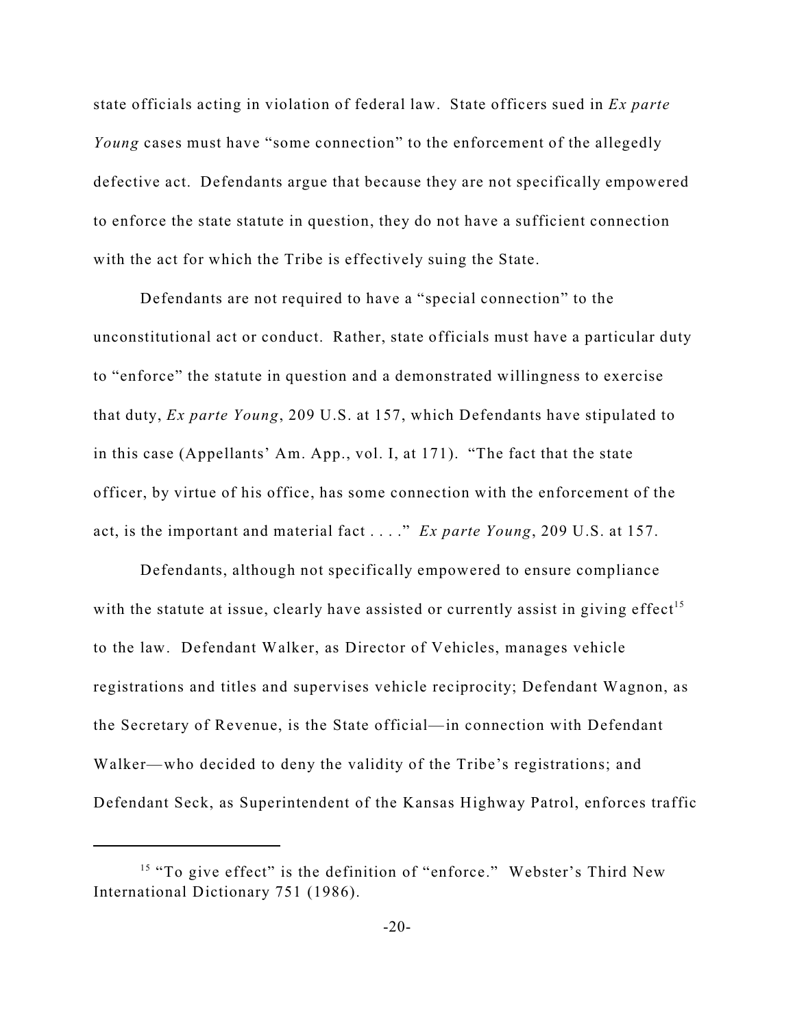state officials acting in violation of federal law. State officers sued in *Ex parte Young* cases must have "some connection" to the enforcement of the allegedly defective act. Defendants argue that because they are not specifically empowered to enforce the state statute in question, they do not have a sufficient connection with the act for which the Tribe is effectively suing the State.

Defendants are not required to have a "special connection" to the unconstitutional act or conduct. Rather, state officials must have a particular duty to "enforce" the statute in question and a demonstrated willingness to exercise that duty, *Ex parte Young*, 209 U.S. at 157, which Defendants have stipulated to in this case (Appellants' Am. App., vol. I, at 171). "The fact that the state officer, by virtue of his office, has some connection with the enforcement of the act, is the important and material fact . . . ." *Ex parte Young*, 209 U.S. at 157.

Defendants, although not specifically empowered to ensure compliance with the statute at issue, clearly have assisted or currently assist in giving effect[15] to the law. Defendant Walker, as Director of Vehicles, manages vehicle registrations and titles and supervises vehicle reciprocity; Defendant Wagnon, as the Secretary of Revenue, is the State official—in connection with Defendant Walker—who decided to deny the validity of the Tribe's registrations; and Defendant Seck, as Superintendent of the Kansas Highway Patrol, enforces traffic

---

[15] "To give effect" is the definition of "enforce." Webster's Third New International Dictionary 751 (1986).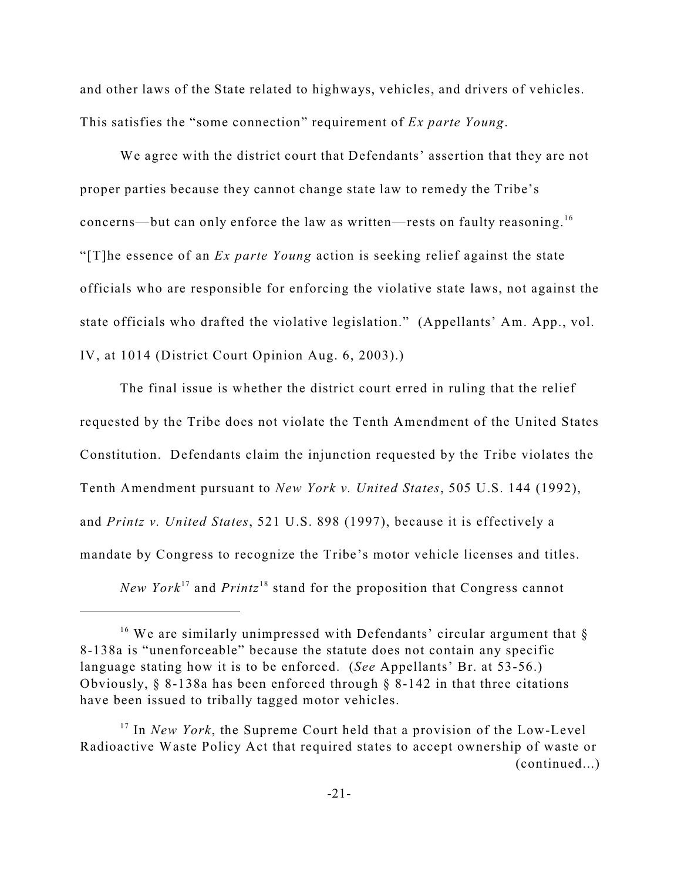and other laws of the State related to highways, vehicles, and drivers of vehicles. This satisfies the "some connection" requirement of *Ex parte Young*.

We agree with the district court that Defendants' assertion that they are not proper parties because they cannot change state law to remedy the Tribe's concerns—but can only enforce the law as written—rests on faulty reasoning.[16] "[T]he essence of an *Ex parte Young* action is seeking relief against the state officials who are responsible for enforcing the violative state laws, not against the state officials who drafted the violative legislation." (Appellants' Am. App., vol. IV, at 1014 (District Court Opinion Aug. 6, 2003).)

The final issue is whether the district court erred in ruling that the relief requested by the Tribe does not violate the Tenth Amendment of the United States Constitution. Defendants claim the injunction requested by the Tribe violates the Tenth Amendment pursuant to *New York v. United States*, 505 U.S. 144 (1992), and *Printz v. United States*, 521 U.S. 898 (1997), because it is effectively a mandate by Congress to recognize the Tribe's motor vehicle licenses and titles.

*New York*[17] and *Printz*[18] stand for the proposition that Congress cannot

---

[16] We are similarly unimpressed with Defendants' circular argument that § 8-138a is "unenforceable" because the statute does not contain any specific language stating how it is to be enforced. (*See* Appellants' Br. at 53-56.) Obviously, § 8-138a has been enforced through § 8-142 in that three citations have been issued to tribally tagged motor vehicles.

[17] In *New York*, the Supreme Court held that a provision of the Low-Level Radioactive Waste Policy Act that required states to accept ownership of waste or (continued...)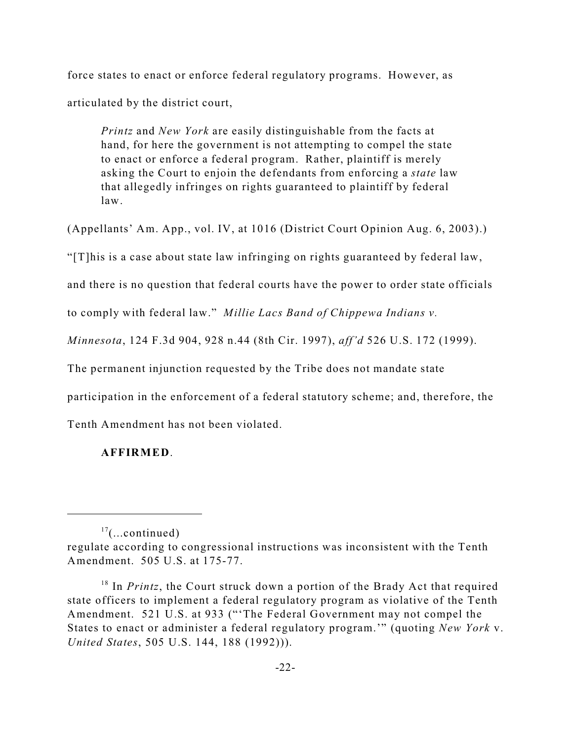force states to enact or enforce federal regulatory programs. However, as articulated by the district court,

> *Printz* and *New York* are easily distinguishable from the facts at hand, for here the government is not attempting to compel the state to enact or enforce a federal program. Rather, plaintiff is merely asking the Court to enjoin the defendants from enforcing a *state* law that allegedly infringes on rights guaranteed to plaintiff by federal law.

(Appellants' Am. App., vol. IV, at 1016 (District Court Opinion Aug. 6, 2003).) "[T]his is a case about state law infringing on rights guaranteed by federal law, and there is no question that federal courts have the power to order state officials to comply with federal law." *Millie Lacs Band of Chippewa Indians v. Minnesota*, 124 F.3d 904, 928 n.44 (8th Cir. 1997), *aff'd* 526 U.S. 172 (1999). The permanent injunction requested by the Tribe does not mandate state participation in the enforcement of a federal statutory scheme; and, therefore, the Tenth Amendment has not been violated.

**AFFIRMED**.

---

[17](...continued)
regulate according to congressional instructions was inconsistent with the Tenth Amendment. 505 U.S. at 175-77.

[18] In *Printz*, the Court struck down a portion of the Brady Act that required state officers to implement a federal regulatory program as violative of the Tenth Amendment. 521 U.S. at 933 ("'The Federal Government may not compel the States to enact or administer a federal regulatory program.'" (quoting *New York* v. *United States*, 505 U.S. 144, 188 (1992))).